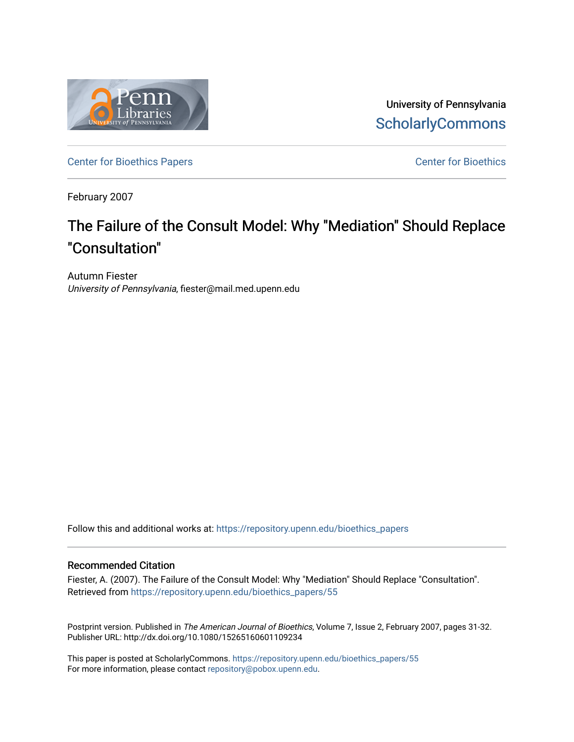University of Pennsylvania
ScholarlyCommons

Center for Bioethics Papers | Center for Bioethics

February 2007

# The Failure of the Consult Model: Why "Mediation" Should Replace "Consultation"

Autumn Fiester
*University of Pennsylvania*, fiester@mail.med.upenn.edu

Follow this and additional works at: https://repository.upenn.edu/bioethics_papers

### Recommended Citation

Fiester, A. (2007). The Failure of the Consult Model: Why "Mediation" Should Replace "Consultation". Retrieved from https://repository.upenn.edu/bioethics_papers/55

Postprint version. Published in *The American Journal of Bioethics*, Volume 7, Issue 2, February 2007, pages 31-32.
Publisher URL: http://dx.doi.org/10.1080/15265160601109234

This paper is posted at ScholarlyCommons. https://repository.upenn.edu/bioethics_papers/55
For more information, please contact repository@pobox.upenn.edu.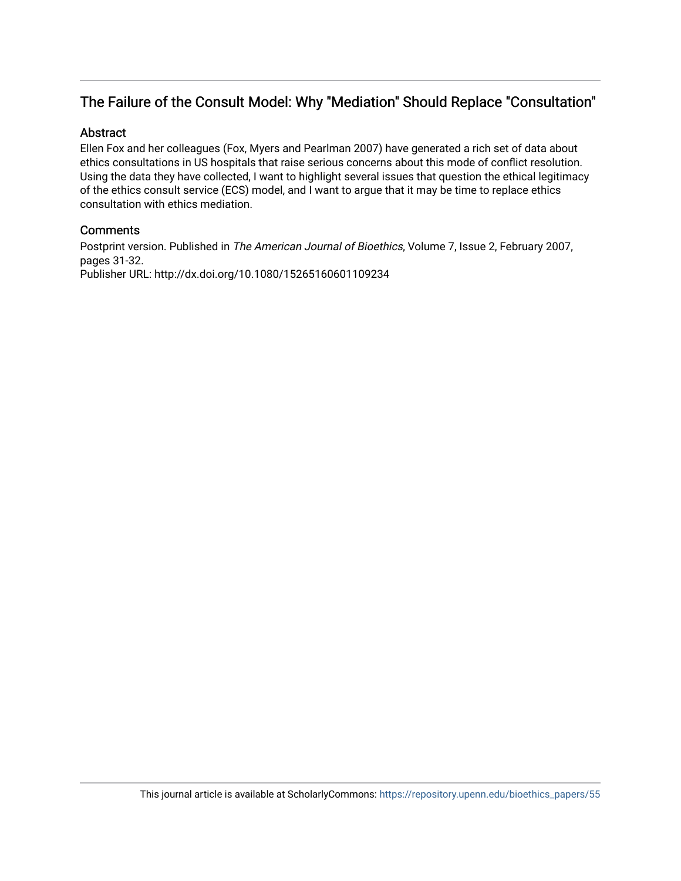## The Failure of the Consult Model: Why "Mediation" Should Replace "Consultation"

### Abstract

Ellen Fox and her colleagues (Fox, Myers and Pearlman 2007) have generated a rich set of data about ethics consultations in US hospitals that raise serious concerns about this mode of conflict resolution. Using the data they have collected, I want to highlight several issues that question the ethical legitimacy of the ethics consult service (ECS) model, and I want to argue that it may be time to replace ethics consultation with ethics mediation.

### Comments

Postprint version. Published in *The American Journal of Bioethics*, Volume 7, Issue 2, February 2007, pages 31-32.
Publisher URL: http://dx.doi.org/10.1080/15265160601109234

This journal article is available at ScholarlyCommons: https://repository.upenn.edu/bioethics_papers/55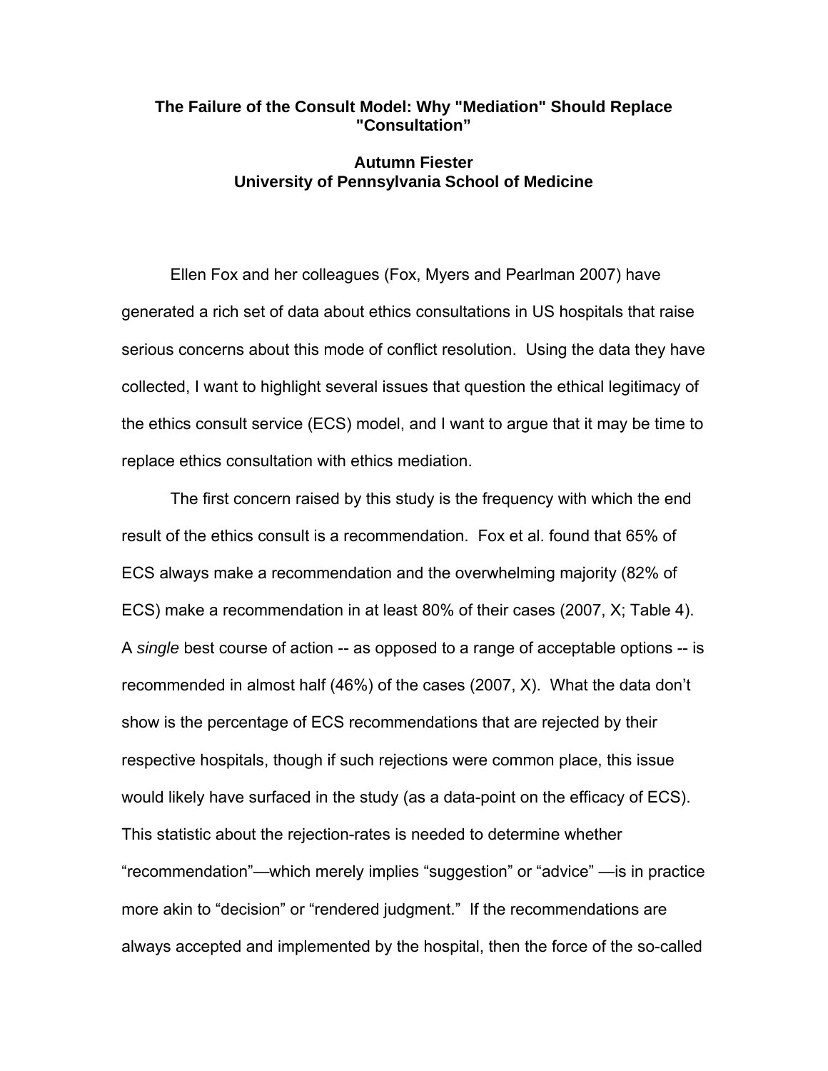**The Failure of the Consult Model: Why "Mediation" Should Replace "Consultation"**

**Autumn Fiester**
**University of Pennsylvania School of Medicine**

Ellen Fox and her colleagues (Fox, Myers and Pearlman 2007) have generated a rich set of data about ethics consultations in US hospitals that raise serious concerns about this mode of conflict resolution. Using the data they have collected, I want to highlight several issues that question the ethical legitimacy of the ethics consult service (ECS) model, and I want to argue that it may be time to replace ethics consultation with ethics mediation.

The first concern raised by this study is the frequency with which the end result of the ethics consult is a recommendation. Fox et al. found that 65% of ECS always make a recommendation and the overwhelming majority (82% of ECS) make a recommendation in at least 80% of their cases (2007, X; Table 4). A *single* best course of action -- as opposed to a range of acceptable options -- is recommended in almost half (46%) of the cases (2007, X). What the data don't show is the percentage of ECS recommendations that are rejected by their respective hospitals, though if such rejections were common place, this issue would likely have surfaced in the study (as a data-point on the efficacy of ECS). This statistic about the rejection-rates is needed to determine whether "recommendation"—which merely implies "suggestion" or "advice" —is in practice more akin to "decision" or "rendered judgment." If the recommendations are always accepted and implemented by the hospital, then the force of the so-called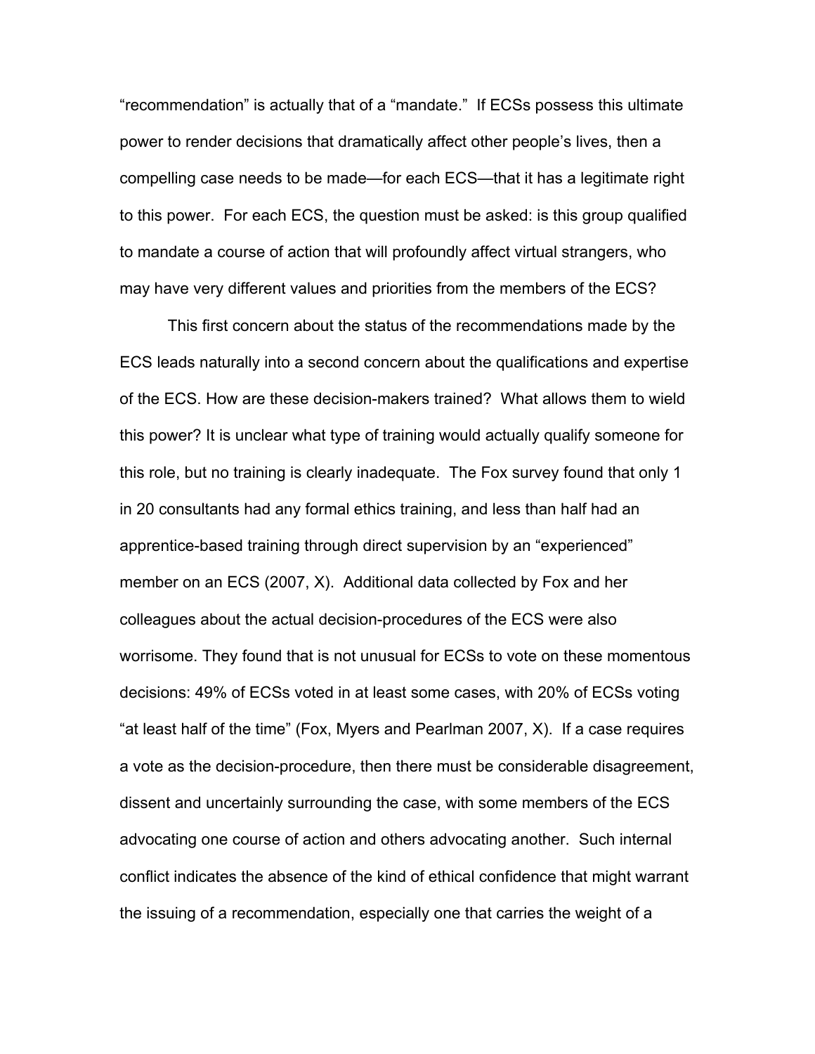"recommendation" is actually that of a "mandate." If ECSs possess this ultimate power to render decisions that dramatically affect other people's lives, then a compelling case needs to be made—for each ECS—that it has a legitimate right to this power. For each ECS, the question must be asked: is this group qualified to mandate a course of action that will profoundly affect virtual strangers, who may have very different values and priorities from the members of the ECS?

This first concern about the status of the recommendations made by the ECS leads naturally into a second concern about the qualifications and expertise of the ECS. How are these decision-makers trained? What allows them to wield this power? It is unclear what type of training would actually qualify someone for this role, but no training is clearly inadequate. The Fox survey found that only 1 in 20 consultants had any formal ethics training, and less than half had an apprentice-based training through direct supervision by an "experienced" member on an ECS (2007, X). Additional data collected by Fox and her colleagues about the actual decision-procedures of the ECS were also worrisome. They found that is not unusual for ECSs to vote on these momentous decisions: 49% of ECSs voted in at least some cases, with 20% of ECSs voting "at least half of the time" (Fox, Myers and Pearlman 2007, X). If a case requires a vote as the decision-procedure, then there must be considerable disagreement, dissent and uncertainly surrounding the case, with some members of the ECS advocating one course of action and others advocating another. Such internal conflict indicates the absence of the kind of ethical confidence that might warrant the issuing of a recommendation, especially one that carries the weight of a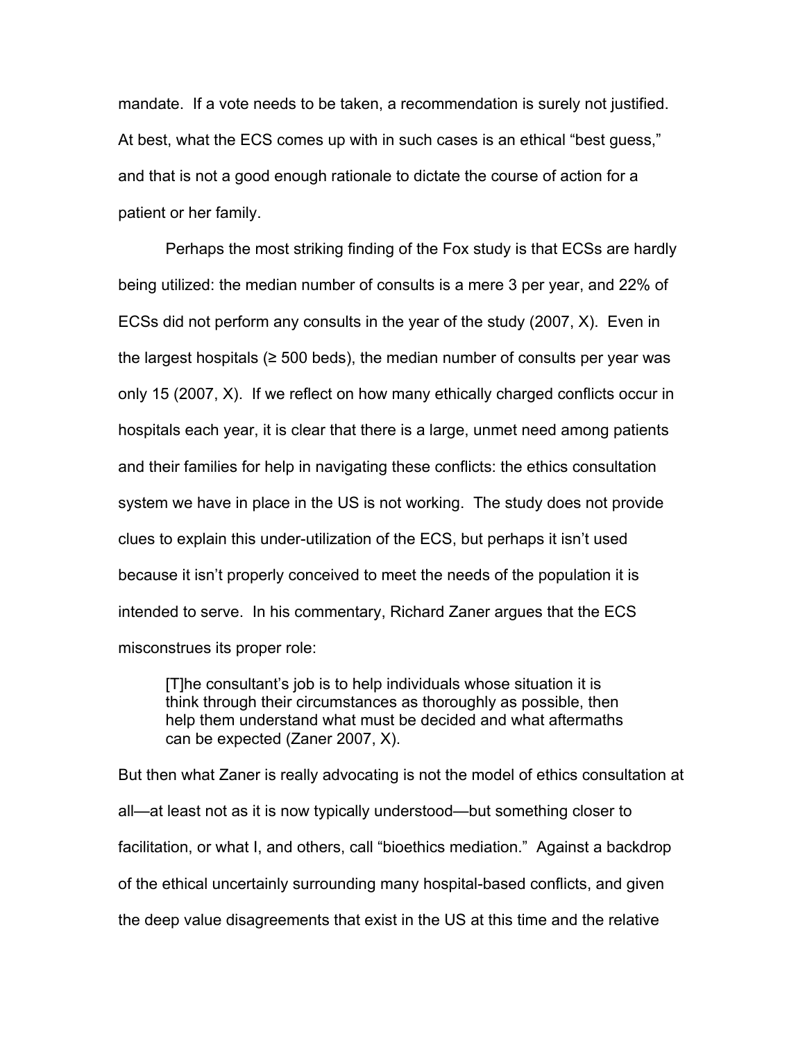mandate. If a vote needs to be taken, a recommendation is surely not justified. At best, what the ECS comes up with in such cases is an ethical "best guess," and that is not a good enough rationale to dictate the course of action for a patient or her family.

Perhaps the most striking finding of the Fox study is that ECSs are hardly being utilized: the median number of consults is a mere 3 per year, and 22% of ECSs did not perform any consults in the year of the study (2007, X). Even in the largest hospitals (≥ 500 beds), the median number of consults per year was only 15 (2007, X). If we reflect on how many ethically charged conflicts occur in hospitals each year, it is clear that there is a large, unmet need among patients and their families for help in navigating these conflicts: the ethics consultation system we have in place in the US is not working. The study does not provide clues to explain this under-utilization of the ECS, but perhaps it isn't used because it isn't properly conceived to meet the needs of the population it is intended to serve. In his commentary, Richard Zaner argues that the ECS misconstrues its proper role:

> [T]he consultant's job is to help individuals whose situation it is think through their circumstances as thoroughly as possible, then help them understand what must be decided and what aftermaths can be expected (Zaner 2007, X).

But then what Zaner is really advocating is not the model of ethics consultation at all—at least not as it is now typically understood—but something closer to facilitation, or what I, and others, call "bioethics mediation." Against a backdrop of the ethical uncertainly surrounding many hospital-based conflicts, and given the deep value disagreements that exist in the US at this time and the relative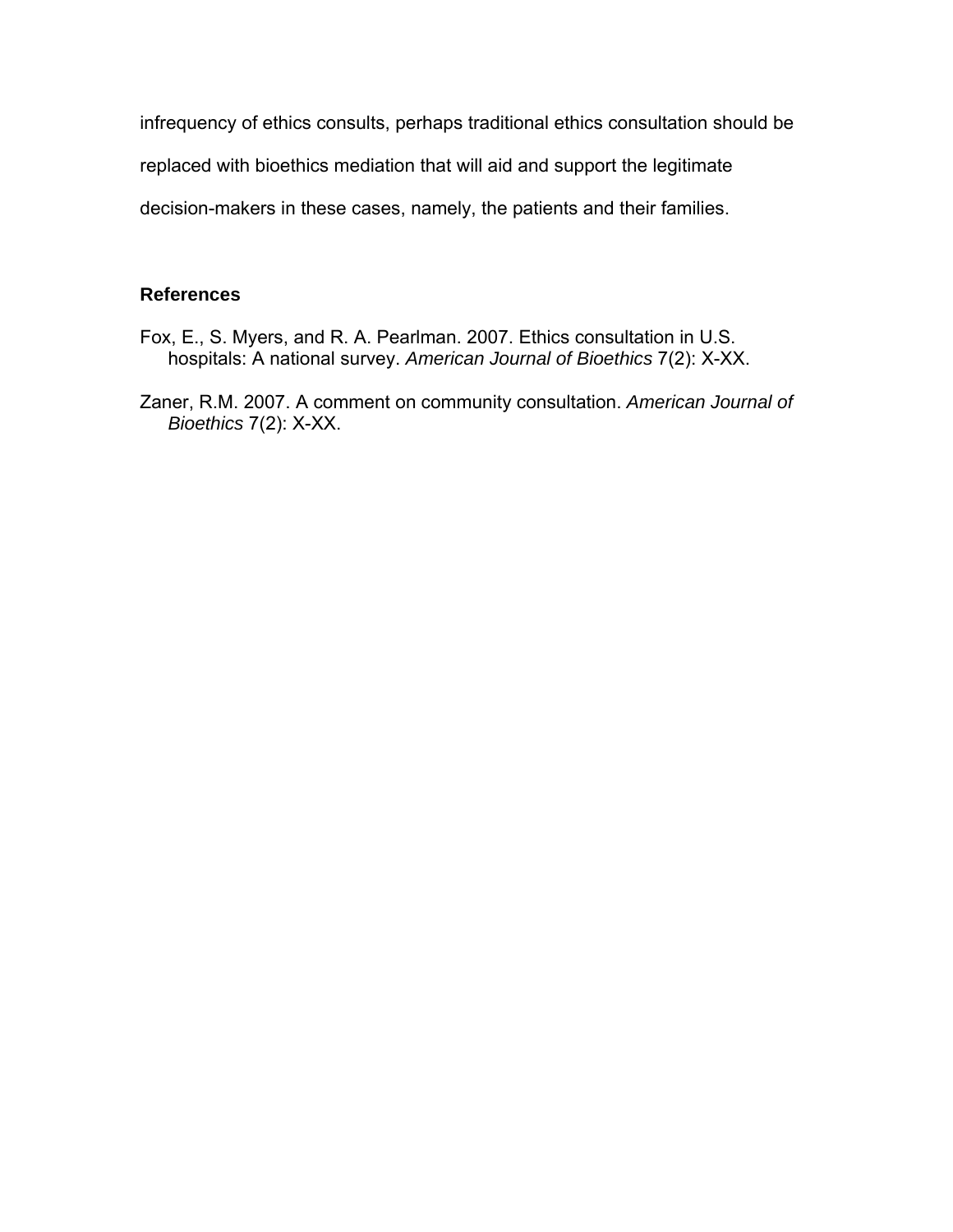infrequency of ethics consults, perhaps traditional ethics consultation should be replaced with bioethics mediation that will aid and support the legitimate decision-makers in these cases, namely, the patients and their families.

## References

Fox, E., S. Myers, and R. A. Pearlman. 2007. Ethics consultation in U.S. hospitals: A national survey. *American Journal of Bioethics* 7(2): X-XX.

Zaner, R.M. 2007. A comment on community consultation. *American Journal of Bioethics* 7(2): X-XX.